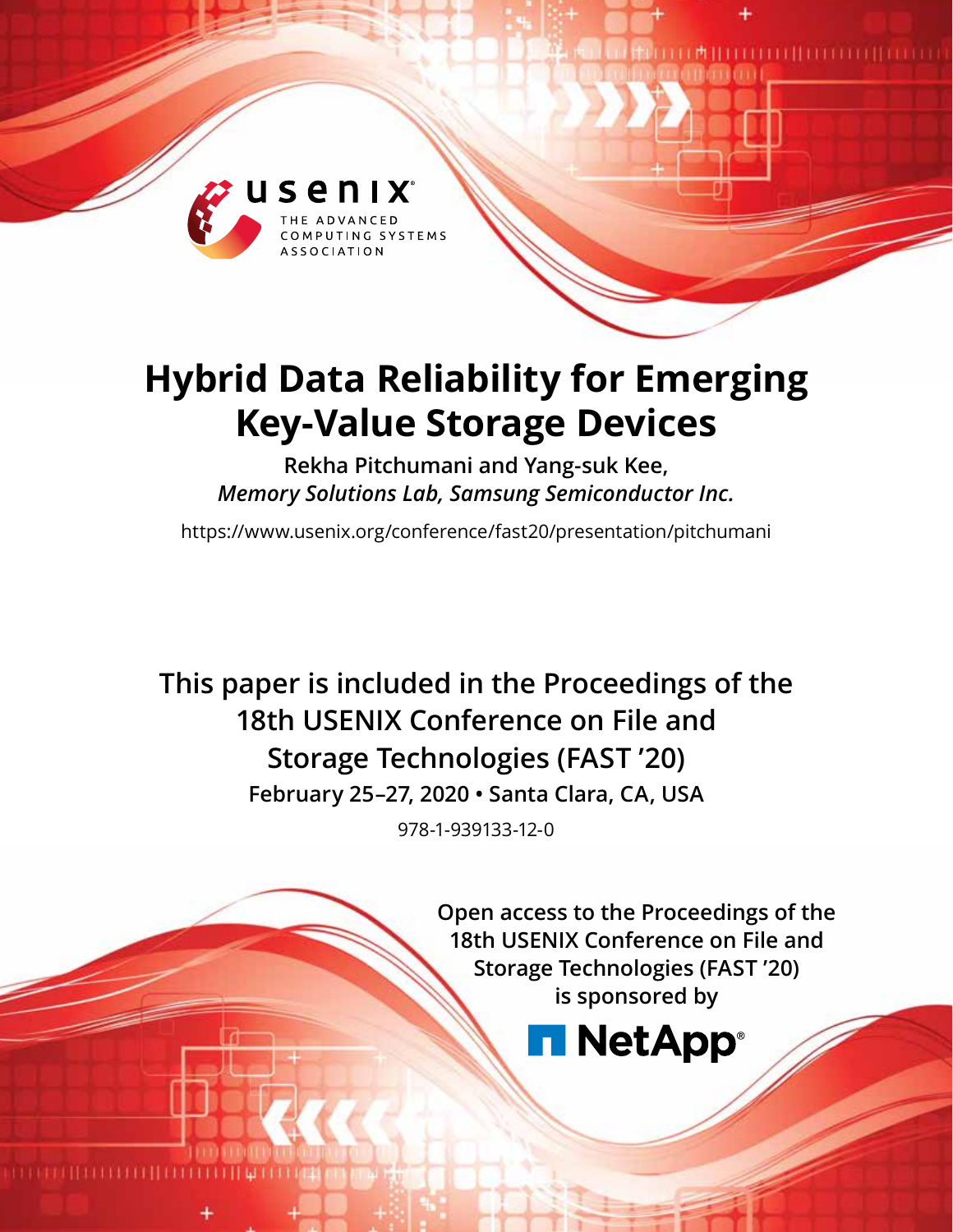# Hybrid Data Reliability for Emerging Key-Value Storage Devices

**Rekha Pitchumani and Yang-suk Kee,**
***Memory Solutions Lab, Samsung Semiconductor Inc.***

https://www.usenix.org/conference/fast20/presentation/pitchumani

**This paper is included in the Proceedings of the 18th USENIX Conference on File and Storage Technologies (FAST '20)**

**February 25–27, 2020 • Santa Clara, CA, USA**

978-1-939133-12-0

**Open access to the Proceedings of the 18th USENIX Conference on File and Storage Technologies (FAST '20) is sponsored by**

**NetApp**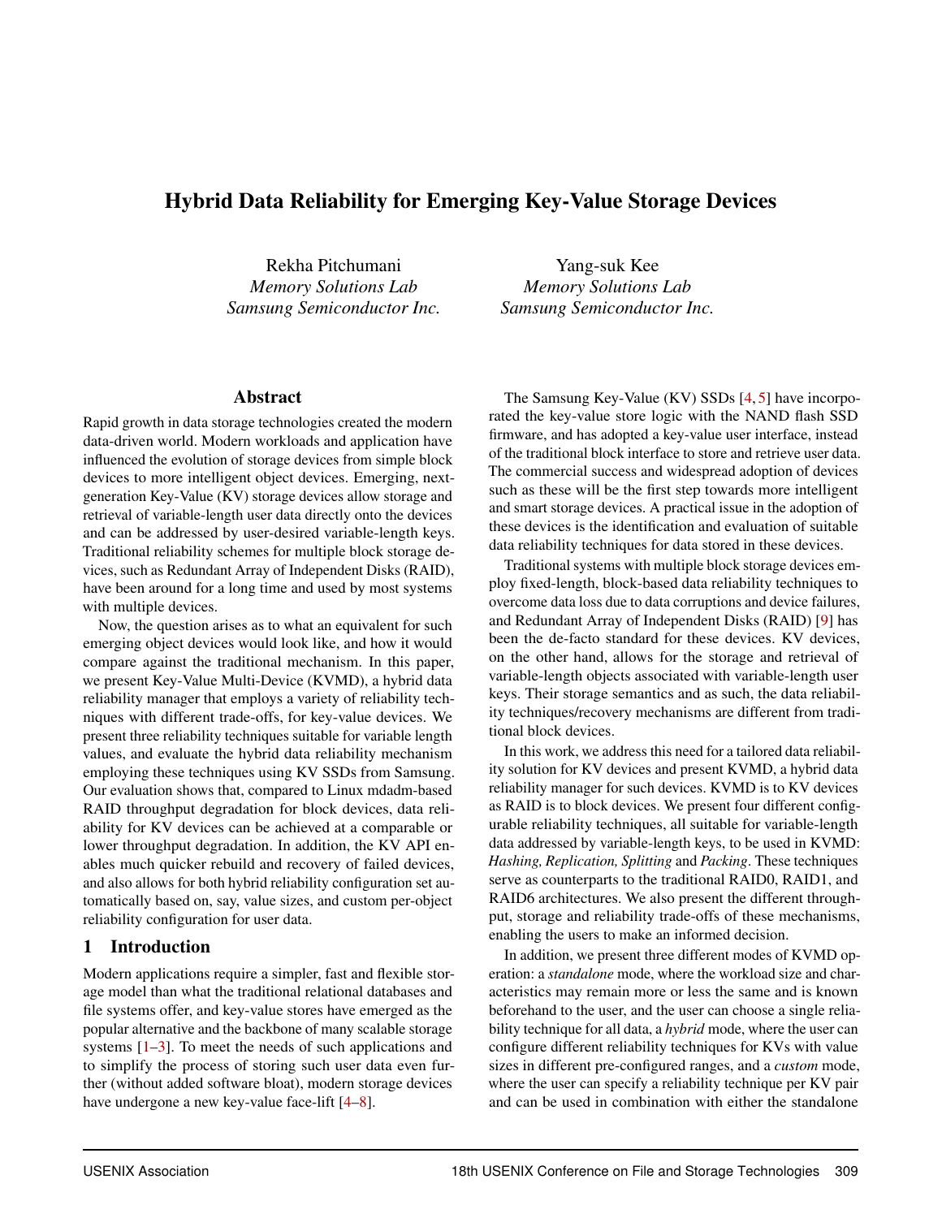# Hybrid Data Reliability for Emerging Key-Value Storage Devices

Rekha Pitchumani
*Memory Solutions Lab*
*Samsung Semiconductor Inc.*

Yang-suk Kee
*Memory Solutions Lab*
*Samsung Semiconductor Inc.*

## Abstract

Rapid growth in data storage technologies created the modern data-driven world. Modern workloads and application have influenced the evolution of storage devices from simple block devices to more intelligent object devices. Emerging, next-generation Key-Value (KV) storage devices allow storage and retrieval of variable-length user data directly onto the devices and can be addressed by user-desired variable-length keys. Traditional reliability schemes for multiple block storage devices, such as Redundant Array of Independent Disks (RAID), have been around for a long time and used by most systems with multiple devices.

Now, the question arises as to what an equivalent for such emerging object devices would look like, and how it would compare against the traditional mechanism. In this paper, we present Key-Value Multi-Device (KVMD), a hybrid data reliability manager that employs a variety of reliability techniques with different trade-offs, for key-value devices. We present three reliability techniques suitable for variable length values, and evaluate the hybrid data reliability mechanism employing these techniques using KV SSDs from Samsung. Our evaluation shows that, compared to Linux mdadm-based RAID throughput degradation for block devices, data reliability for KV devices can be achieved at a comparable or lower throughput degradation. In addition, the KV API enables much quicker rebuild and recovery of failed devices, and also allows for both hybrid reliability configuration set automatically based on, say, value sizes, and custom per-object reliability configuration for user data.

## 1 Introduction

Modern applications require a simpler, fast and flexible storage model than what the traditional relational databases and file systems offer, and key-value stores have emerged as the popular alternative and the backbone of many scalable storage systems [1–3]. To meet the needs of such applications and to simplify the process of storing such user data even further (without added software bloat), modern storage devices have undergone a new key-value face-lift [4–8].

The Samsung Key-Value (KV) SSDs [4, 5] have incorporated the key-value store logic with the NAND flash SSD firmware, and has adopted a key-value user interface, instead of the traditional block interface to store and retrieve user data. The commercial success and widespread adoption of devices such as these will be the first step towards more intelligent and smart storage devices. A practical issue in the adoption of these devices is the identification and evaluation of suitable data reliability techniques for data stored in these devices.

Traditional systems with multiple block storage devices employ fixed-length, block-based data reliability techniques to overcome data loss due to data corruptions and device failures, and Redundant Array of Independent Disks (RAID) [9] has been the de-facto standard for these devices. KV devices, on the other hand, allows for the storage and retrieval of variable-length objects associated with variable-length user keys. Their storage semantics and as such, the data reliability techniques/recovery mechanisms are different from traditional block devices.

In this work, we address this need for a tailored data reliability solution for KV devices and present KVMD, a hybrid data reliability manager for such devices. KVMD is to KV devices as RAID is to block devices. We present four different configurable reliability techniques, all suitable for variable-length data addressed by variable-length keys, to be used in KVMD: *Hashing, Replication, Splitting* and *Packing*. These techniques serve as counterparts to the traditional RAID0, RAID1, and RAID6 architectures. We also present the different throughput, storage and reliability trade-offs of these mechanisms, enabling the users to make an informed decision.

In addition, we present three different modes of KVMD operation: a *standalone* mode, where the workload size and characteristics may remain more or less the same and is known beforehand to the user, and the user can choose a single reliability technique for all data, a *hybrid* mode, where the user can configure different reliability techniques for KVs with value sizes in different pre-configured ranges, and a *custom* mode, where the user can specify a reliability technique per KV pair and can be used in combination with either the standalone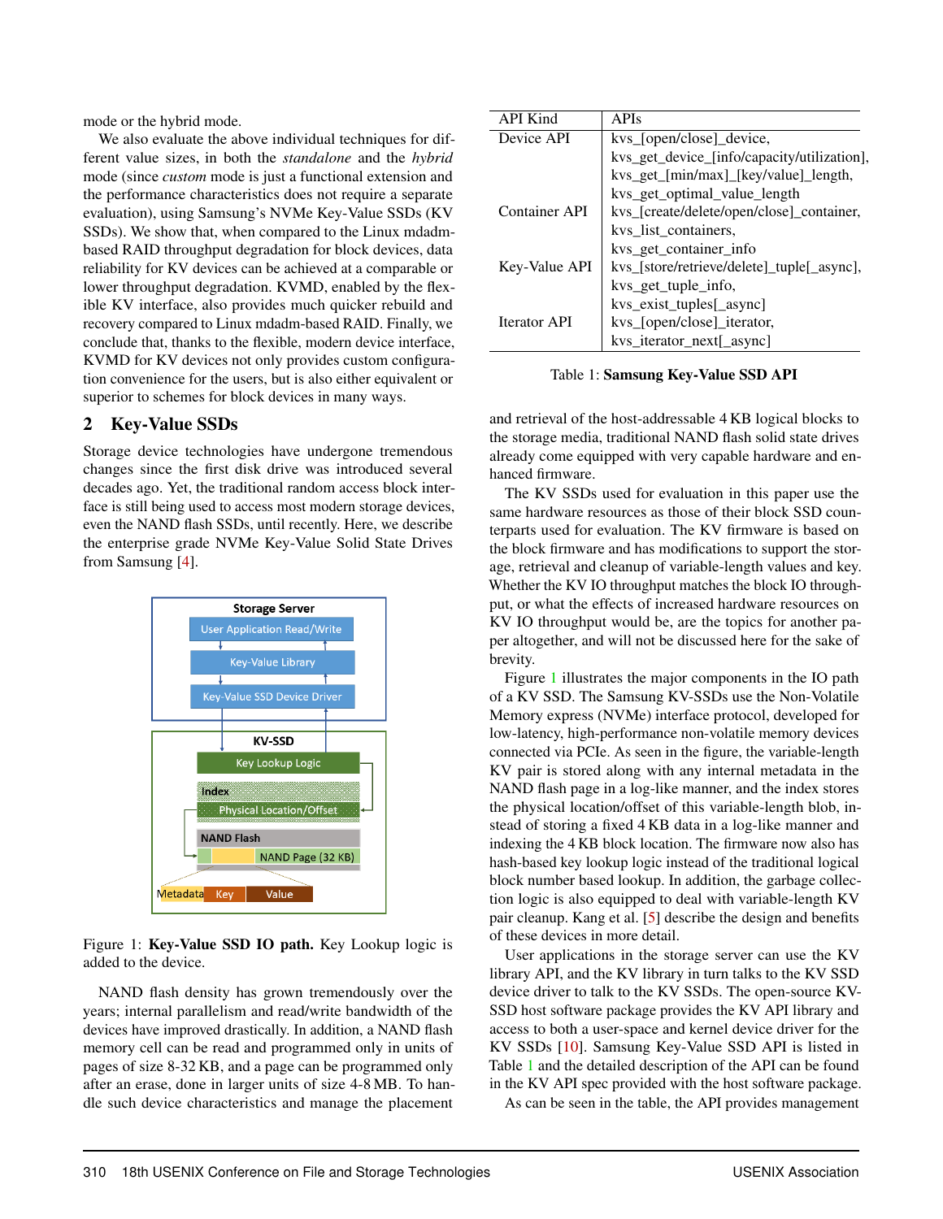mode or the hybrid mode.

We also evaluate the above individual techniques for different value sizes, in both the *standalone* and the *hybrid* mode (since *custom* mode is just a functional extension and the performance characteristics does not require a separate evaluation), using Samsung's NVMe Key-Value SSDs (KV SSDs). We show that, when compared to the Linux mdadm-based RAID throughput degradation for block devices, data reliability for KV devices can be achieved at a comparable or lower throughput degradation. KVMD, enabled by the flexible KV interface, also provides much quicker rebuild and recovery compared to Linux mdadm-based RAID. Finally, we conclude that, thanks to the flexible, modern device interface, KVMD for KV devices not only provides custom configuration convenience for the users, but is also either equivalent or superior to schemes for block devices in many ways.

## 2 Key-Value SSDs

Storage device technologies have undergone tremendous changes since the first disk drive was introduced several decades ago. Yet, the traditional random access block interface is still being used to access most modern storage devices, even the NAND flash SSDs, until recently. Here, we describe the enterprise grade NVMe Key-Value Solid State Drives from Samsung [4].

Figure 1: **Key-Value SSD IO path.** Key Lookup logic is added to the device.

NAND flash density has grown tremendously over the years; internal parallelism and read/write bandwidth of the devices have improved drastically. In addition, a NAND flash memory cell can be read and programmed only in units of pages of size 8-32 KB, and a page can be programmed only after an erase, done in larger units of size 4-8 MB. To handle such device characteristics and manage the placement and retrieval of the host-addressable 4 KB logical blocks to the storage media, traditional NAND flash solid state drives already come equipped with very capable hardware and enhanced firmware.

| API Kind | APIs |
|---|---|
| Device API | kvs_[open/close]_device, kvs_get_device_[info/capacity/utilization], kvs_get_[min/max]_[key/value]_length, kvs_get_optimal_value_length |
| Container API | kvs_[create/delete/open/close]_container, kvs_list_containers, kvs_get_container_info |
| Key-Value API | kvs_[store/retrieve/delete]_tuple[_async], kvs_get_tuple_info, kvs_exist_tuples[_async] |
| Iterator API | kvs_[open/close]_iterator, kvs_iterator_next[_async] |

Table 1: **Samsung Key-Value SSD API**

The KV SSDs used for evaluation in this paper use the same hardware resources as those of their block SSD counterparts used for evaluation. The KV firmware is based on the block firmware and has modifications to support the storage, retrieval and cleanup of variable-length values and key. Whether the KV IO throughput matches the block IO throughput, or what the effects of increased hardware resources on KV IO throughput would be, are the topics for another paper altogether, and will not be discussed here for the sake of brevity.

Figure 1 illustrates the major components in the IO path of a KV SSD. The Samsung KV-SSDs use the Non-Volatile Memory express (NVMe) interface protocol, developed for low-latency, high-performance non-volatile memory devices connected via PCIe. As seen in the figure, the variable-length KV pair is stored along with any internal metadata in the NAND flash page in a log-like manner, and the index stores the physical location/offset of this variable-length blob, instead of storing a fixed 4 KB data in a log-like manner and indexing the 4 KB block location. The firmware now also has hash-based key lookup logic instead of the traditional logical block number based lookup. In addition, the garbage collection logic is also equipped to deal with variable-length KV pair cleanup. Kang et al. [5] describe the design and benefits of these devices in more detail.

User applications in the storage server can use the KV library API, and the KV library in turn talks to the KV SSD device driver to talk to the KV SSDs. The open-source KV-SSD host software package provides the KV API library and access to both a user-space and kernel device driver for the KV SSDs [10]. Samsung Key-Value SSD API is listed in Table 1 and the detailed description of the API can be found in the KV API spec provided with the host software package.

As can be seen in the table, the API provides management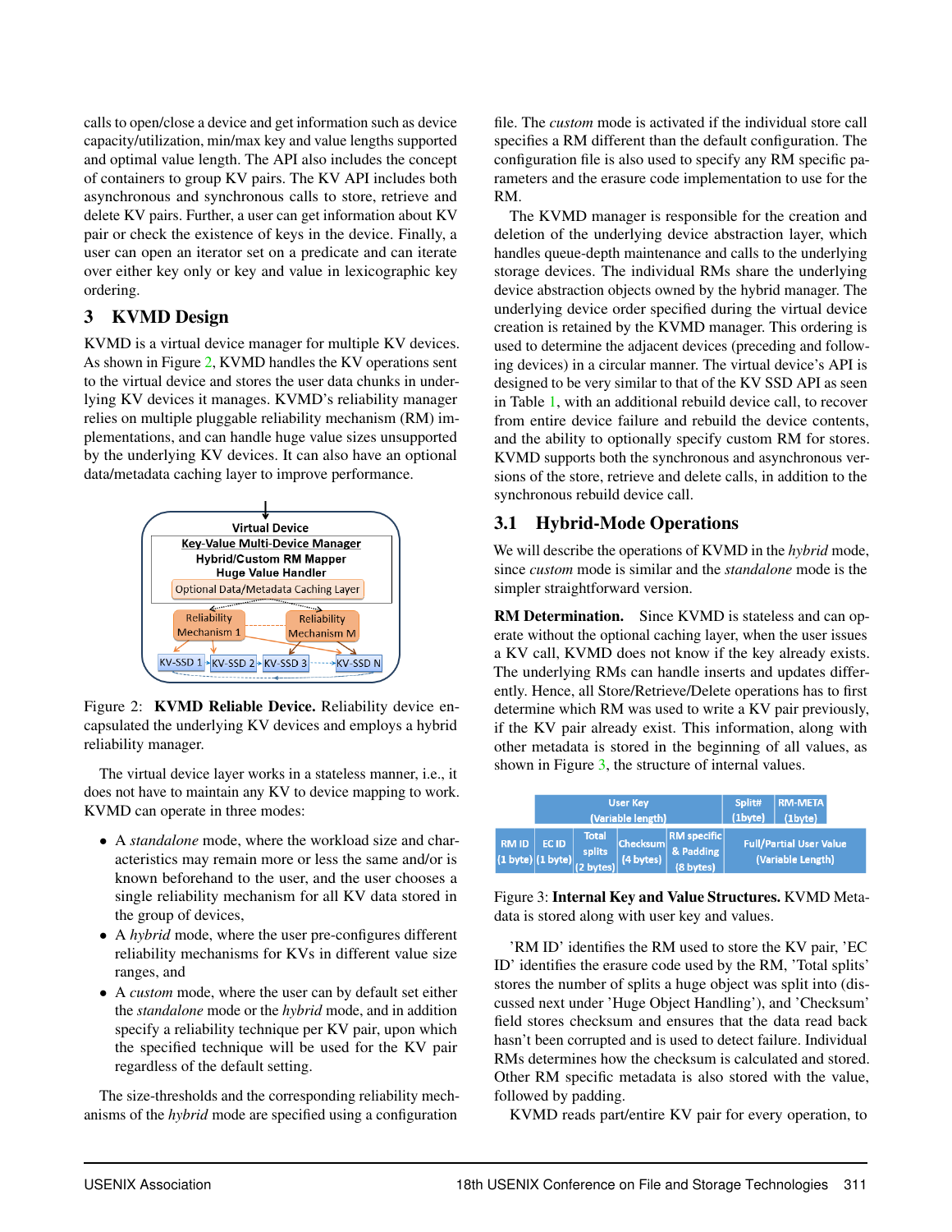calls to open/close a device and get information such as device capacity/utilization, min/max key and value lengths supported and optimal value length. The API also includes the concept of containers to group KV pairs. The KV API includes both asynchronous and synchronous calls to store, retrieve and delete KV pairs. Further, a user can get information about KV pair or check the existence of keys in the device. Finally, a user can open an iterator set on a predicate and can iterate over either key only or key and value in lexicographic key ordering.

## 3 KVMD Design

KVMD is a virtual device manager for multiple KV devices. As shown in Figure 2, KVMD handles the KV operations sent to the virtual device and stores the user data chunks in underlying KV devices it manages. KVMD's reliability manager relies on multiple pluggable reliability mechanism (RM) implementations, and can handle huge value sizes unsupported by the underlying KV devices. It can also have an optional data/metadata caching layer to improve performance.

Figure 2: **KVMD Reliable Device.** Reliability device encapsulated the underlying KV devices and employs a hybrid reliability manager.

The virtual device layer works in a stateless manner, i.e., it does not have to maintain any KV to device mapping to work. KVMD can operate in three modes:

- A *standalone* mode, where the workload size and characteristics may remain more or less the same and/or is known beforehand to the user, and the user chooses a single reliability mechanism for all KV data stored in the group of devices,
- A *hybrid* mode, where the user pre-configures different reliability mechanisms for KVs in different value size ranges, and
- A *custom* mode, where the user can by default set either the *standalone* mode or the *hybrid* mode, and in addition specify a reliability technique per KV pair, upon which the specified technique will be used for the KV pair regardless of the default setting.

The size-thresholds and the corresponding reliability mechanisms of the *hybrid* mode are specified using a configuration file. The *custom* mode is activated if the individual store call specifies a RM different than the default configuration. The configuration file is also used to specify any RM specific parameters and the erasure code implementation to use for the RM.

The KVMD manager is responsible for the creation and deletion of the underlying device abstraction layer, which handles queue-depth maintenance and calls to the underlying storage devices. The individual RMs share the underlying device abstraction objects owned by the hybrid manager. The underlying device order specified during the virtual device creation is retained by the KVMD manager. This ordering is used to determine the adjacent devices (preceding and following devices) in a circular manner. The virtual device's API is designed to be very similar to that of the KV SSD API as seen in Table 1, with an additional rebuild device call, to recover from entire device failure and rebuild the device contents, and the ability to optionally specify custom RM for stores. KVMD supports both the synchronous and asynchronous versions of the store, retrieve and delete calls, in addition to the synchronous rebuild device call.

### 3.1 Hybrid-Mode Operations

We will describe the operations of KVMD in the *hybrid* mode, since *custom* mode is similar and the *standalone* mode is the simpler straightforward version.

**RM Determination.** Since KVMD is stateless and can operate without the optional caching layer, when the user issues a KV call, KVMD does not know if the key already exists. The underlying RMs can handle inserts and updates differently. Hence, all Store/Retrieve/Delete operations has to first determine which RM was used to write a KV pair previously, if the KV pair already exist. This information, along with other metadata is stored in the beginning of all values, as shown in Figure 3, the structure of internal values.

| User Key (Variable length) | | | | | Split# (1byte) | RM-META (1byte) |
|---|---|---|---|---|---|---|
| RM ID (1 byte) | EC ID (1 byte) | Total splits (2 bytes) | Checksum (4 bytes) | RM specific & Padding (8 bytes) | Full/Partial User Value (Variable Length) | |

Figure 3: **Internal Key and Value Structures.** KVMD Metadata is stored along with user key and values.

'RM ID' identifies the RM used to store the KV pair, 'EC ID' identifies the erasure code used by the RM, 'Total splits' stores the number of splits a huge object was split into (discussed next under 'Huge Object Handling'), and 'Checksum' field stores checksum and ensures that the data read back hasn't been corrupted and is used to detect failure. Individual RMs determines how the checksum is calculated and stored. Other RM specific metadata is also stored with the value, followed by padding.

KVMD reads part/entire KV pair for every operation, to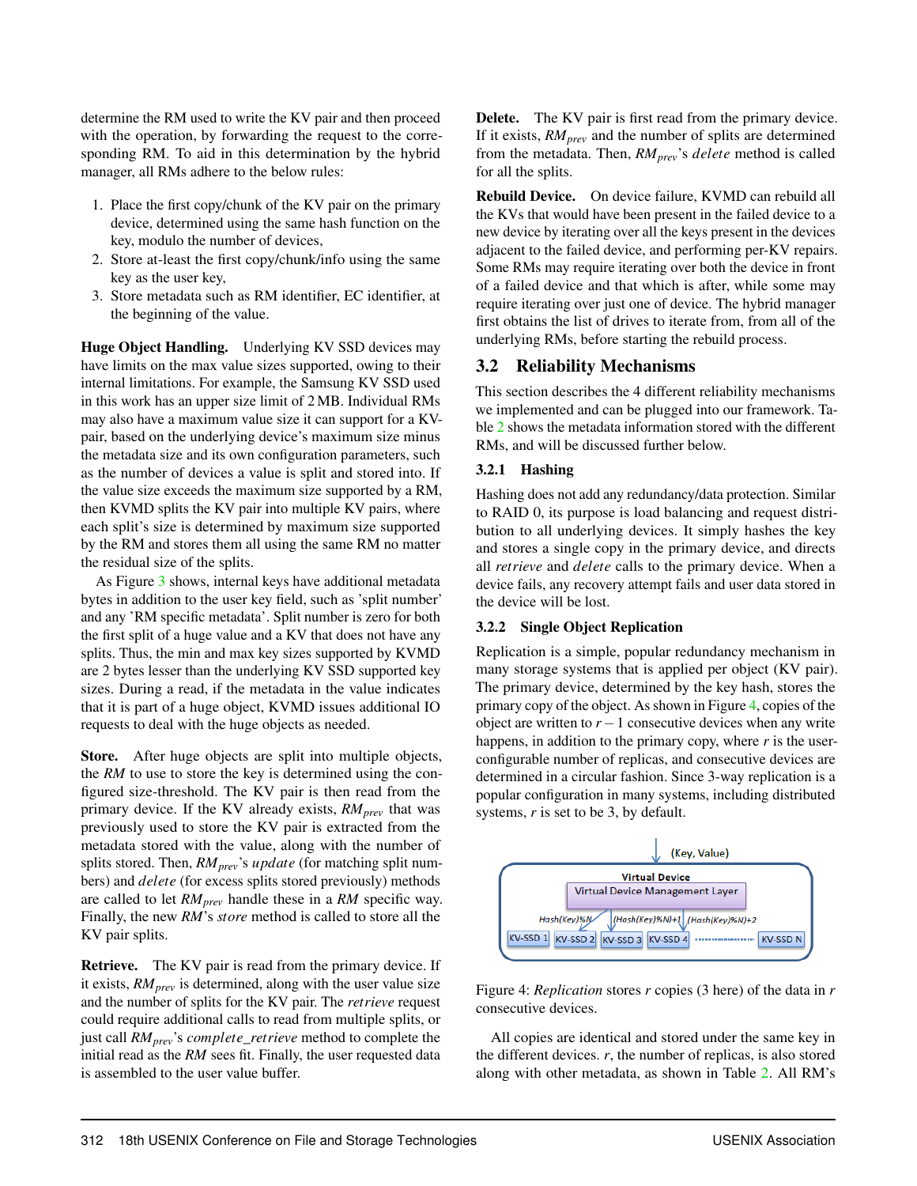determine the RM used to write the KV pair and then proceed with the operation, by forwarding the request to the corresponding RM. To aid in this determination by the hybrid manager, all RMs adhere to the below rules:

1. Place the first copy/chunk of the KV pair on the primary device, determined using the same hash function on the key, modulo the number of devices,
2. Store at-least the first copy/chunk/info using the same key as the user key,
3. Store metadata such as RM identifier, EC identifier, at the beginning of the value.

**Huge Object Handling.** Underlying KV SSD devices may have limits on the max value sizes supported, owing to their internal limitations. For example, the Samsung KV SSD used in this work has an upper size limit of 2 MB. Individual RMs may also have a maximum value size it can support for a KV-pair, based on the underlying device's maximum size minus the metadata size and its own configuration parameters, such as the number of devices a value is split and stored into. If the value size exceeds the maximum size supported by a RM, then KVMD splits the KV pair into multiple KV pairs, where each split's size is determined by maximum size supported by the RM and stores them all using the same RM no matter the residual size of the splits.

As Figure 3 shows, internal keys have additional metadata bytes in addition to the user key field, such as 'split number' and any 'RM specific metadata'. Split number is zero for both the first split of a huge value and a KV that does not have any splits. Thus, the min and max key sizes supported by KVMD are 2 bytes lesser than the underlying KV SSD supported key sizes. During a read, if the metadata in the value indicates that it is part of a huge object, KVMD issues additional IO requests to deal with the huge objects as needed.

**Store.** After huge objects are split into multiple objects, the *RM* to use to store the key is determined using the configured size-threshold. The KV pair is then read from the primary device. If the KV already exists, $RM_{prev}$ that was previously used to store the KV pair is extracted from the metadata stored with the value, along with the number of splits stored. Then, $RM_{prev}$'s *update* (for matching split numbers) and *delete* (for excess splits stored previously) methods are called to let $RM_{prev}$ handle these in a *RM* specific way. Finally, the new *RM*'s *store* method is called to store all the KV pair splits.

**Retrieve.** The KV pair is read from the primary device. If it exists, $RM_{prev}$ is determined, along with the user value size and the number of splits for the KV pair. The *retrieve* request could require additional calls to read from multiple splits, or just call $RM_{prev}$'s *complete_retrieve* method to complete the initial read as the *RM* sees fit. Finally, the user requested data is assembled to the user value buffer.

**Delete.** The KV pair is first read from the primary device. If it exists, $RM_{prev}$ and the number of splits are determined from the metadata. Then, $RM_{prev}$'s *delete* method is called for all the splits.

**Rebuild Device.** On device failure, KVMD can rebuild all the KVs that would have been present in the failed device to a new device by iterating over all the keys present in the devices adjacent to the failed device, and performing per-KV repairs. Some RMs may require iterating over both the device in front of a failed device and that which is after, while some may require iterating over just one of device. The hybrid manager first obtains the list of drives to iterate from, from all of the underlying RMs, before starting the rebuild process.

## 3.2 Reliability Mechanisms

This section describes the 4 different reliability mechanisms we implemented and can be plugged into our framework. Table 2 shows the metadata information stored with the different RMs, and will be discussed further below.

### 3.2.1 Hashing

Hashing does not add any redundancy/data protection. Similar to RAID 0, its purpose is load balancing and request distribution to all underlying devices. It simply hashes the key and stores a single copy in the primary device, and directs all *retrieve* and *delete* calls to the primary device. When a device fails, any recovery attempt fails and user data stored in the device will be lost.

### 3.2.2 Single Object Replication

Replication is a simple, popular redundancy mechanism in many storage systems that is applied per object (KV pair). The primary device, determined by the key hash, stores the primary copy of the object. As shown in Figure 4, copies of the object are written to $r-1$ consecutive devices when any write happens, in addition to the primary copy, where $r$ is the user-configurable number of replicas, and consecutive devices are determined in a circular fashion. Since 3-way replication is a popular configuration in many systems, including distributed systems, $r$ is set to be 3, by default.

Figure 4: *Replication* stores $r$ copies (3 here) of the data in $r$ consecutive devices.

All copies are identical and stored under the same key in the different devices. $r$, the number of replicas, is also stored along with other metadata, as shown in Table 2. All RM's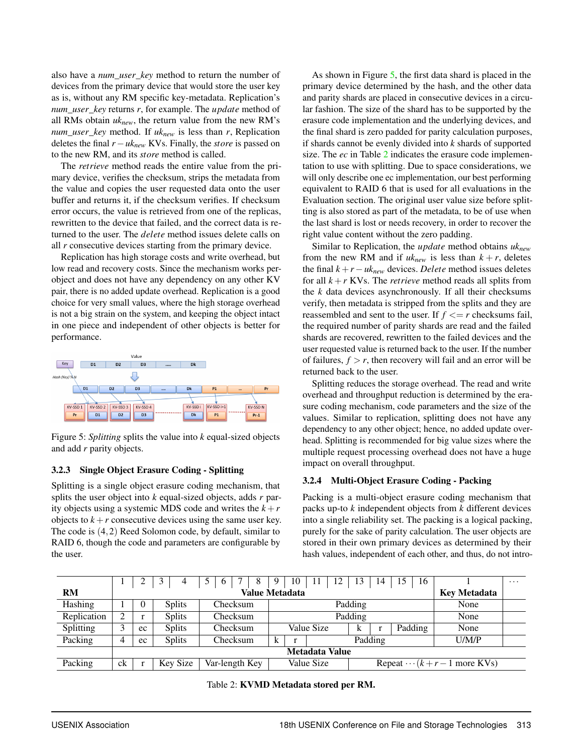also have a *num_user_key* method to return the number of devices from the primary device that would store the user key as is, without any RM specific key-metadata. Replication's *num_user_key* returns $r$, for example. The *update* method of all RMs obtain $uk_{new}$, the return value from the new RM's *num_user_key* method. If $uk_{new}$ is less than $r$, Replication deletes the final $r - uk_{new}$ KVs. Finally, the *store* is passed on to the new RM, and its *store* method is called.

The *retrieve* method reads the entire value from the primary device, verifies the checksum, strips the metadata from the value and copies the user requested data onto the user buffer and returns it, if the checksum verifies. If checksum error occurs, the value is retrieved from one of the replicas, rewritten to the device that failed, and the correct data is returned to the user. The *delete* method issues delete calls on all $r$ consecutive devices starting from the primary device.

Replication has high storage costs and write overhead, but low read and recovery costs. Since the mechanism works per-object and does not have any dependency on any other KV pair, there is no added update overhead. Replication is a good choice for very small values, where the high storage overhead is not a big strain on the system, and keeping the object intact in one piece and independent of other objects is better for performance.

Figure 5: *Splitting* splits the value into $k$ equal-sized objects and add $r$ parity objects.

### 3.2.3 Single Object Erasure Coding - Splitting

Splitting is a single object erasure coding mechanism, that splits the user object into $k$ equal-sized objects, adds $r$ parity objects using a systemic MDS code and writes the $k+r$ objects to $k+r$ consecutive devices using the same user key. The code is $(4,2)$ Reed Solomon code, by default, similar to RAID 6, though the code and parameters are configurable by the user.

As shown in Figure 5, the first data shard is placed in the primary device determined by the hash, and the other data and parity shards are placed in consecutive devices in a circular fashion. The size of the shard has to be supported by the erasure code implementation and the underlying devices, and the final shard is zero padded for parity calculation purposes, if shards cannot be evenly divided into $k$ shards of supported size. The *ec* in Table 2 indicates the erasure code implementation to use with splitting. Due to space considerations, we will only describe one ec implementation, our best performing equivalent to RAID 6 that is used for all evaluations in the Evaluation section. The original user value size before splitting is also stored as part of the metadata, to be of use when the last shard is lost or needs recovery, in order to recover the right value content without the zero padding.

Similar to Replication, the *update* method obtains $uk_{new}$ from the new RM and if $uk_{new}$ is less than $k+r$, deletes the final $k+r-uk_{new}$ devices. *Delete* method issues deletes for all $k+r$ KVs. The *retrieve* method reads all splits from the $k$ data devices asynchronously. If all their checksums verify, then metadata is stripped from the splits and they are reassembled and sent to the user. If $f <= r$ checksums fail, the required number of parity shards are read and the failed shards are recovered, rewritten to the failed devices and the user requested value is returned back to the user. If the number of failures, $f > r$, then recovery will fail and an error will be returned back to the user.

Splitting reduces the storage overhead. The read and write overhead and throughput reduction is determined by the erasure coding mechanism, code parameters and the size of the values. Similar to replication, splitting does not have any dependency to any other object; hence, no added update overhead. Splitting is recommended for big value sizes where the multiple request processing overhead does not have a huge impact on overall throughput.

### 3.2.4 Multi-Object Erasure Coding - Packing

Packing is a multi-object erasure coding mechanism that packs up-to $k$ independent objects from $k$ different devices into a single reliability set. The packing is a logical packing, purely for the sake of parity calculation. The user objects are stored in their own primary devices as determined by their hash values, independent of each other, and thus, do not intro-

| | 1 | 2 | 3 | 4 | 5 | 6 | 7 | 8 | 9 | 10 | 11 | 12 | 13 | 14 | 15 | 16 | 1 | ··· |
|---|---|---|---|---|---|---|---|---|---|---|---|---|---|---|---|---|---|---|
| **RM** | **Value Metadata** | | | | | | | | | | | | | | | | **Key Metadata** | |
| Hashing | 1 | 0 | Splits | | Checksum | | | | Padding | | | | | | | | None | |
| Replication | 2 | r | Splits | | Checksum | | | | Padding | | | | | | | | None | |
| Splitting | 3 | ec | Splits | | Checksum | | | | Value Size | | | | k | r | Padding | | None | |
| Packing | 4 | ec | Splits | | Checksum | | | | k | r | Padding | | | | | | U/M/P | |
| | **Metadata Value** | | | | | | | | | | | | | | | | | |
| Packing | ck | r | Key Size | | Var-length Key | | | | Value Size | | | | Repeat $\cdots (k+r-1$ more KVs) | | | | | |

Table 2: **KVMD Metadata stored per RM.**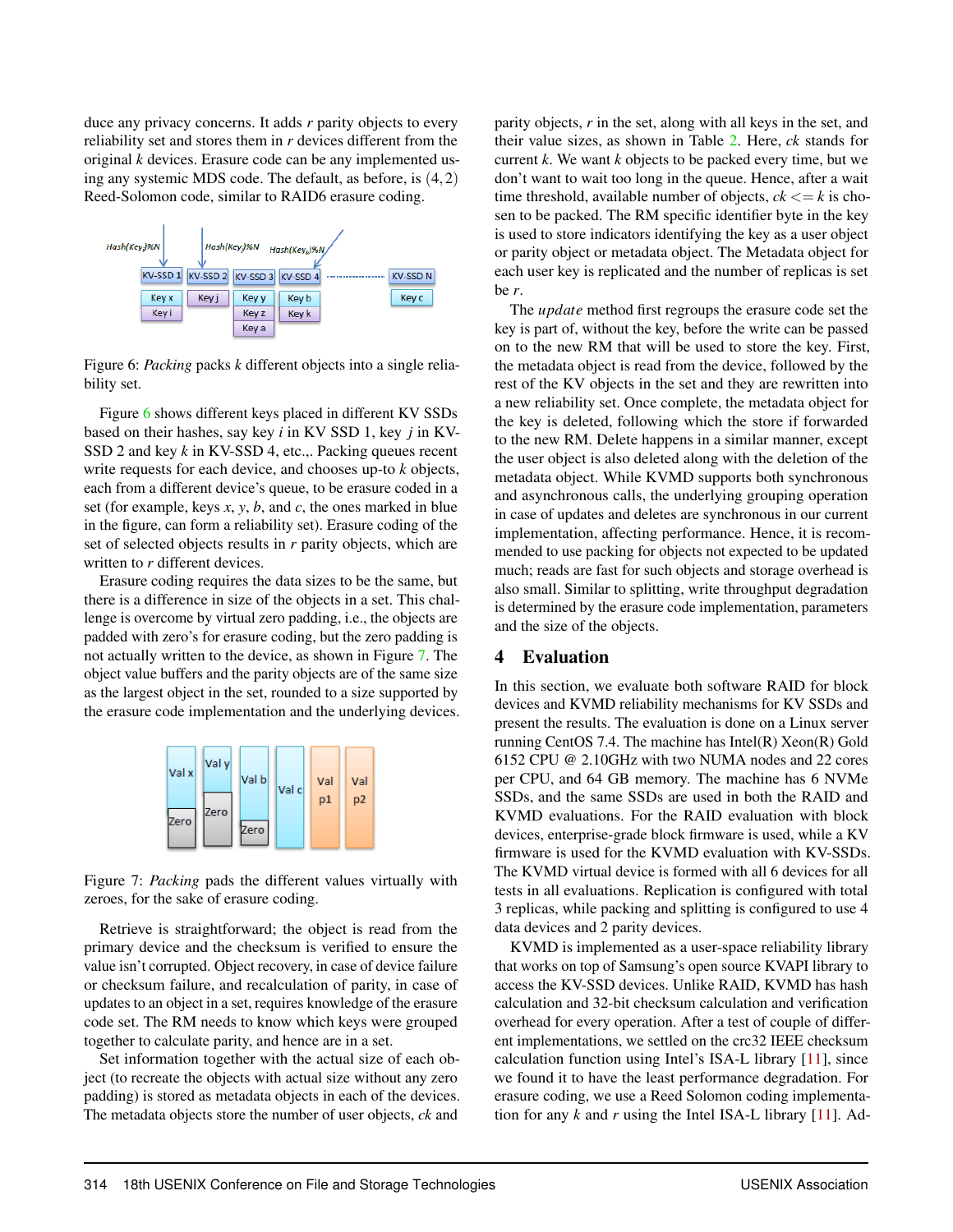duce any privacy concerns. It adds $r$ parity objects to every reliability set and stores them in $r$ devices different from the original $k$ devices. Erasure code can be any implemented using any systemic MDS code. The default, as before, is $(4,2)$ Reed-Solomon code, similar to RAID6 erasure coding.

Figure 6: *Packing* packs $k$ different objects into a single reliability set.

Figure 6 shows different keys placed in different KV SSDs based on their hashes, say key $i$ in KV SSD 1, key $j$ in KV-SSD 2 and key $k$ in KV-SSD 4, etc.,. Packing queues recent write requests for each device, and chooses up-to $k$ objects, each from a different device's queue, to be erasure coded in a set (for example, keys $x$, $y$, $b$, and $c$, the ones marked in blue in the figure, can form a reliability set). Erasure coding of the set of selected objects results in $r$ parity objects, which are written to $r$ different devices.

Erasure coding requires the data sizes to be the same, but there is a difference in size of the objects in a set. This challenge is overcome by virtual zero padding, i.e., the objects are padded with zero's for erasure coding, but the zero padding is not actually written to the device, as shown in Figure 7. The object value buffers and the parity objects are of the same size as the largest object in the set, rounded to a size supported by the erasure code implementation and the underlying devices.

Figure 7: *Packing* pads the different values virtually with zeroes, for the sake of erasure coding.

Retrieve is straightforward; the object is read from the primary device and the checksum is verified to ensure the value isn't corrupted. Object recovery, in case of device failure or checksum failure, and recalculation of parity, in case of updates to an object in a set, requires knowledge of the erasure code set. The RM needs to know which keys were grouped together to calculate parity, and hence are in a set.

Set information together with the actual size of each object (to recreate the objects with actual size without any zero padding) is stored as metadata objects in each of the devices. The metadata objects store the number of user objects, $ck$ and parity objects, $r$ in the set, along with all keys in the set, and their value sizes, as shown in Table 2. Here, $ck$ stands for current $k$. We want $k$ objects to be packed every time, but we don't want to wait too long in the queue. Hence, after a wait time threshold, available number of objects, $ck <= k$ is chosen to be packed. The RM specific identifier byte in the key is used to store indicators identifying the key as a user object or parity object or metadata object. The Metadata object for each user key is replicated and the number of replicas is set be $r$.

The *update* method first regroups the erasure code set the key is part of, without the key, before the write can be passed on to the new RM that will be used to store the key. First, the metadata object is read from the device, followed by the rest of the KV objects in the set and they are rewritten into a new reliability set. Once complete, the metadata object for the key is deleted, following which the store if forwarded to the new RM. Delete happens in a similar manner, except the user object is also deleted along with the deletion of the metadata object. While KVMD supports both synchronous and asynchronous calls, the underlying grouping operation in case of updates and deletes are synchronous in our current implementation, affecting performance. Hence, it is recommended to use packing for objects not expected to be updated much; reads are fast for such objects and storage overhead is also small. Similar to splitting, write throughput degradation is determined by the erasure code implementation, parameters and the size of the objects.

## 4 Evaluation

In this section, we evaluate both software RAID for block devices and KVMD reliability mechanisms for KV SSDs and present the results. The evaluation is done on a Linux server running CentOS 7.4. The machine has Intel(R) Xeon(R) Gold 6152 CPU @ 2.10GHz with two NUMA nodes and 22 cores per CPU, and 64 GB memory. The machine has 6 NVMe SSDs, and the same SSDs are used in both the RAID and KVMD evaluations. For the RAID evaluation with block devices, enterprise-grade block firmware is used, while a KV firmware is used for the KVMD evaluation with KV-SSDs. The KVMD virtual device is formed with all 6 devices for all tests in all evaluations. Replication is configured with total 3 replicas, while packing and splitting is configured to use 4 data devices and 2 parity devices.

KVMD is implemented as a user-space reliability library that works on top of Samsung's open source KVAPI library to access the KV-SSD devices. Unlike RAID, KVMD has hash calculation and 32-bit checksum calculation and verification overhead for every operation. After a test of couple of different implementations, we settled on the crc32 IEEE checksum calculation function using Intel's ISA-L library [11], since we found it to have the least performance degradation. For erasure coding, we use a Reed Solomon coding implementation for any $k$ and $r$ using the Intel ISA-L library [11]. Ad-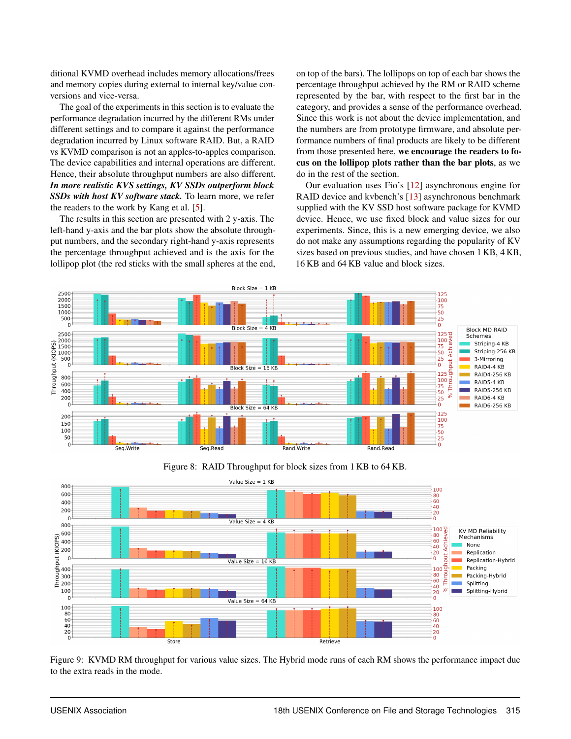ditional KVMD overhead includes memory allocations/frees and memory copies during external to internal key/value conversions and vice-versa.

The goal of the experiments in this section is to evaluate the performance degradation incurred by the different RMs under different settings and to compare it against the performance degradation incurred by Linux software RAID. But, a RAID vs KVMD comparison is not an apples-to-apples comparison. The device capabilities and internal operations are different. Hence, their absolute throughput numbers are also different. ***In more realistic KVS settings, KV SSDs outperform block SSDs with host KV software stack.*** To learn more, we refer the readers to the work by Kang et al. [5].

The results in this section are presented with 2 y-axis. The left-hand y-axis and the bar plots show the absolute throughput numbers, and the secondary right-hand y-axis represents the percentage throughput achieved and is the axis for the lollipop plot (the red sticks with the small spheres at the end, on top of the bars). The lollipops on top of each bar shows the percentage throughput achieved by the RM or RAID scheme represented by the bar, with respect to the first bar in the category, and provides a sense of the performance overhead. Since this work is not about the device implementation, and the numbers are from prototype firmware, and absolute performance numbers of final products are likely to be different from those presented here, **we encourage the readers to focus on the lollipop plots rather than the bar plots**, as we do in the rest of the section.

Our evaluation uses Fio's [12] asynchronous engine for RAID device and kvbench's [13] asynchronous benchmark supplied with the KV SSD host software package for KVMD device. Hence, we use fixed block and value sizes for our experiments. Since, this is a new emerging device, we also do not make any assumptions regarding the popularity of KV sizes based on previous studies, and have chosen 1 KB, 4 KB, 16 KB and 64 KB value and block sizes.

Figure 8: RAID Throughput for block sizes from 1 KB to 64 KB.

Figure 9: KVMD RM throughput for various value sizes. The Hybrid mode runs of each RM shows the performance impact due to the extra reads in the mode.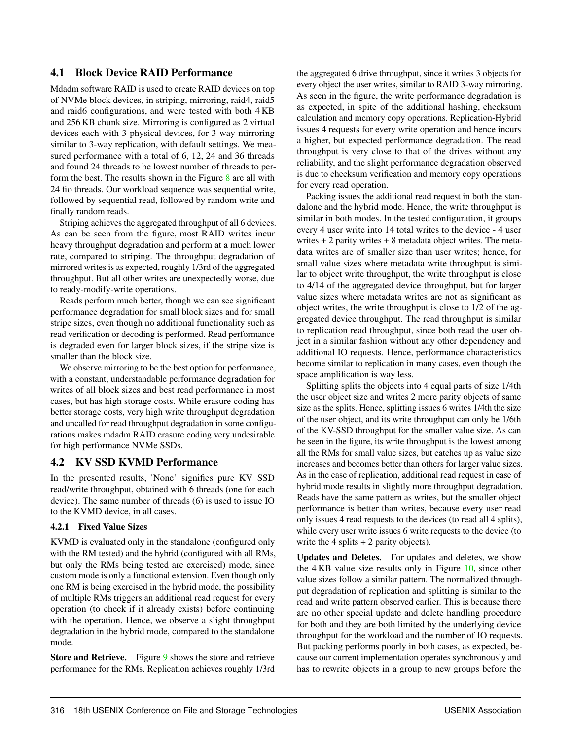### 4.1 Block Device RAID Performance

Mdadm software RAID is used to create RAID devices on top of NVMe block devices, in striping, mirroring, raid4, raid5 and raid6 configurations, and were tested with both 4 KB and 256 KB chunk size. Mirroring is configured as 2 virtual devices each with 3 physical devices, for 3-way mirroring similar to 3-way replication, with default settings. We measured performance with a total of 6, 12, 24 and 36 threads and found 24 threads to be lowest number of threads to perform the best. The results shown in the Figure 8 are all with 24 fio threads. Our workload sequence was sequential write, followed by sequential read, followed by random write and finally random reads.

Striping achieves the aggregated throughput of all 6 devices. As can be seen from the figure, most RAID writes incur heavy throughput degradation and perform at a much lower rate, compared to striping. The throughput degradation of mirrored writes is as expected, roughly 1/3rd of the aggregated throughput. But all other writes are unexpectedly worse, due to ready-modify-write operations.

Reads perform much better, though we can see significant performance degradation for small block sizes and for small stripe sizes, even though no additional functionality such as read verification or decoding is performed. Read performance is degraded even for larger block sizes, if the stripe size is smaller than the block size.

We observe mirroring to be the best option for performance, with a constant, understandable performance degradation for writes of all block sizes and best read performance in most cases, but has high storage costs. While erasure coding has better storage costs, very high write throughput degradation and uncalled for read throughput degradation in some configurations makes mdadm RAID erasure coding very undesirable for high performance NVMe SSDs.

### 4.2 KV SSD KVMD Performance

In the presented results, 'None' signifies pure KV SSD read/write throughput, obtained with 6 threads (one for each device). The same number of threads (6) is used to issue IO to the KVMD device, in all cases.

#### 4.2.1 Fixed Value Sizes

KVMD is evaluated only in the standalone (configured only with the RM tested) and the hybrid (configured with all RMs, but only the RMs being tested are exercised) mode, since custom mode is only a functional extension. Even though only one RM is being exercised in the hybrid mode, the possibility of multiple RMs triggers an additional read request for every operation (to check if it already exists) before continuing with the operation. Hence, we observe a slight throughput degradation in the hybrid mode, compared to the standalone mode.

**Store and Retrieve.** Figure 9 shows the store and retrieve performance for the RMs. Replication achieves roughly 1/3rd the aggregated 6 drive throughput, since it writes 3 objects for every object the user writes, similar to RAID 3-way mirroring. As seen in the figure, the write performance degradation is as expected, in spite of the additional hashing, checksum calculation and memory copy operations. Replication-Hybrid issues 4 requests for every write operation and hence incurs a higher, but expected performance degradation. The read throughput is very close to that of the drives without any reliability, and the slight performance degradation observed is due to checksum verification and memory copy operations for every read operation.

Packing issues the additional read request in both the standalone and the hybrid mode. Hence, the write throughput is similar in both modes. In the tested configuration, it groups every 4 user write into 14 total writes to the device - 4 user writes + 2 parity writes + 8 metadata object writes. The metadata writes are of smaller size than user writes; hence, for small value sizes where metadata write throughput is similar to object write throughput, the write throughput is close to 4/14 of the aggregated device throughput, but for larger value sizes where metadata writes are not as significant as object writes, the write throughput is close to 1/2 of the aggregated device throughput. The read throughput is similar to replication read throughput, since both read the user object in a similar fashion without any other dependency and additional IO requests. Hence, performance characteristics become similar to replication in many cases, even though the space amplification is way less.

Splitting splits the objects into 4 equal parts of size 1/4th the user object size and writes 2 more parity objects of same size as the splits. Hence, splitting issues 6 writes 1/4th the size of the user object, and its write throughput can only be 1/6th of the KV-SSD throughput for the smaller value size. As can be seen in the figure, its write throughput is the lowest among all the RMs for small value sizes, but catches up as value size increases and becomes better than others for larger value sizes. As in the case of replication, additional read request in case of hybrid mode results in slightly more throughput degradation. Reads have the same pattern as writes, but the smaller object performance is better than writes, because every user read only issues 4 read requests to the devices (to read all 4 splits), while every user write issues 6 write requests to the device (to write the 4 splits + 2 parity objects).

**Updates and Deletes.** For updates and deletes, we show the 4 KB value size results only in Figure 10, since other value sizes follow a similar pattern. The normalized throughput degradation of replication and splitting is similar to the read and write pattern observed earlier. This is because there are no other special update and delete handling procedure for both and they are both limited by the underlying device throughput for the workload and the number of IO requests. But packing performs poorly in both cases, as expected, because our current implementation operates synchronously and has to rewrite objects in a group to new groups before the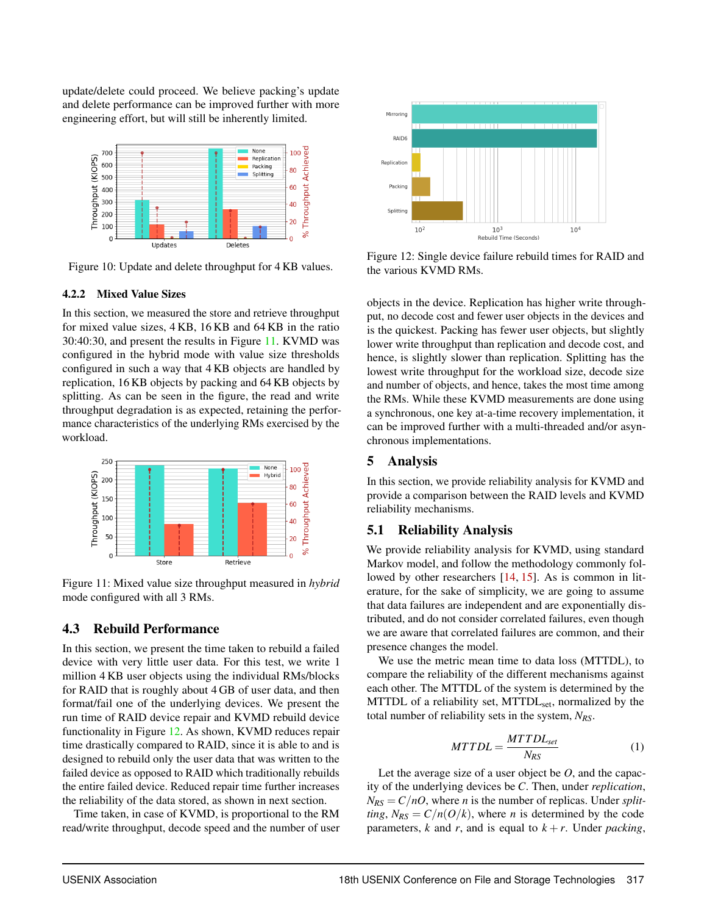update/delete could proceed. We believe packing's update and delete performance can be improved further with more engineering effort, but will still be inherently limited.

Figure 10: Update and delete throughput for 4 KB values.

### 4.2.2 Mixed Value Sizes

In this section, we measured the store and retrieve throughput for mixed value sizes, 4 KB, 16 KB and 64 KB in the ratio 30:40:30, and present the results in Figure 11. KVMD was configured in the hybrid mode with value size thresholds configured in such a way that 4 KB objects are handled by replication, 16 KB objects by packing and 64 KB objects by splitting. As can be seen in the figure, the read and write throughput degradation is as expected, retaining the performance characteristics of the underlying RMs exercised by the workload.

Figure 11: Mixed value size throughput measured in *hybrid* mode configured with all 3 RMs.

## 4.3 Rebuild Performance

In this section, we present the time taken to rebuild a failed device with very little user data. For this test, we write 1 million 4 KB user objects using the individual RMs/blocks for RAID that is roughly about 4 GB of user data, and then format/fail one of the underlying devices. We present the run time of RAID device repair and KVMD rebuild device functionality in Figure 12. As shown, KVMD reduces repair time drastically compared to RAID, since it is able to and is designed to rebuild only the user data that was written to the failed device as opposed to RAID which traditionally rebuilds the entire failed device. Reduced repair time further increases the reliability of the data stored, as shown in next section.

Time taken, in case of KVMD, is proportional to the RM read/write throughput, decode speed and the number of user objects in the device. Replication has higher write throughput, no decode cost and fewer user objects in the devices and is the quickest. Packing has fewer user objects, but slightly lower write throughput than replication and decode cost, and hence, is slightly slower than replication. Splitting has the lowest write throughput for the workload size, decode size and number of objects, and hence, takes the most time among the RMs. While these KVMD measurements are done using a synchronous, one key at-a-time recovery implementation, it can be improved further with a multi-threaded and/or asynchronous implementations.

Figure 12: Single device failure rebuild times for RAID and the various KVMD RMs.

# 5 Analysis

In this section, we provide reliability analysis for KVMD and provide a comparison between the RAID levels and KVMD reliability mechanisms.

## 5.1 Reliability Analysis

We provide reliability analysis for KVMD, using standard Markov model, and follow the methodology commonly followed by other researchers [14, 15]. As is common in literature, for the sake of simplicity, we are going to assume that data failures are independent and are exponentially distributed, and do not consider correlated failures, even though we are aware that correlated failures are common, and their presence changes the model.

We use the metric mean time to data loss (MTTDL), to compare the reliability of the different mechanisms against each other. The MTTDL of the system is determined by the MTTDL of a reliability set, $MTTDL_{set}$, normalized by the total number of reliability sets in the system, $N_{RS}$.

$$MTTDL = \frac{MTTDL_{set}}{N_{RS}} \tag{1}$$

Let the average size of a user object be $O$, and the capacity of the underlying devices be $C$. Then, under *replication*, $N_{RS} = C/nO$, where $n$ is the number of replicas. Under *splitting*, $N_{RS} = C/n(O/k)$, where $n$ is determined by the code parameters, $k$ and $r$, and is equal to $k+r$. Under *packing*,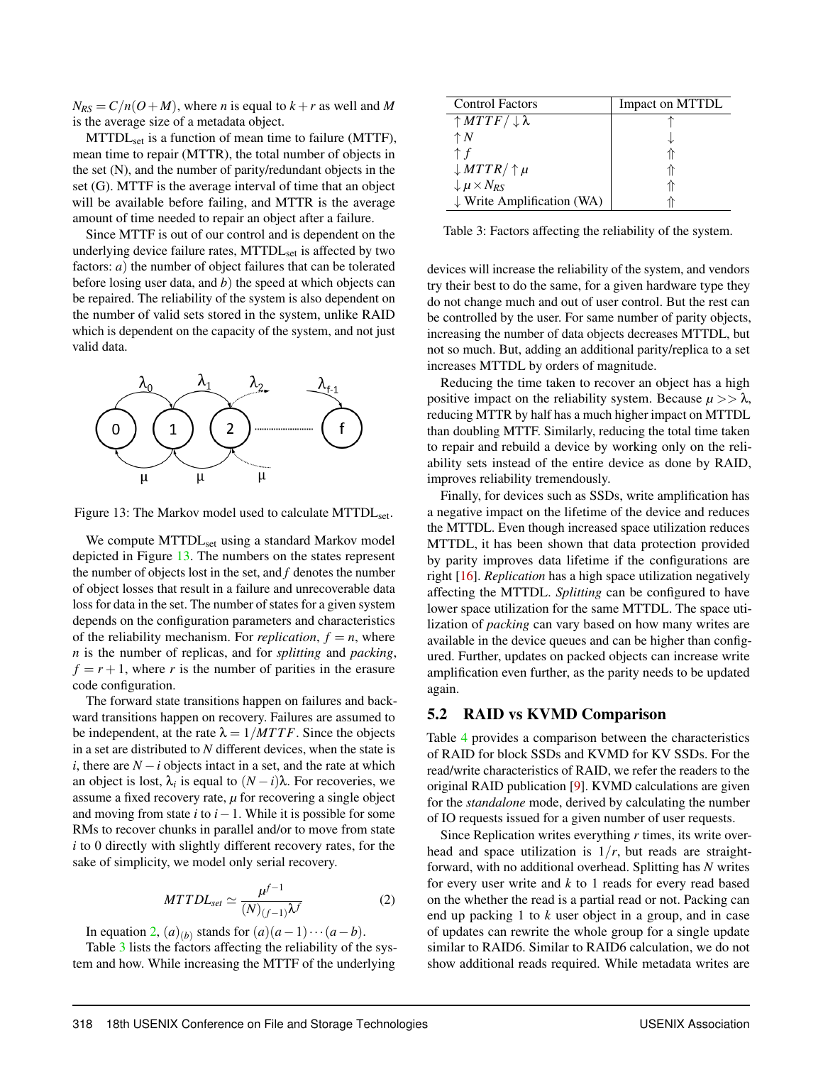$N_{RS} = C/n(O+M)$, where $n$ is equal to $k+r$ as well and $M$ is the average size of a metadata object.

MTTDL$_{set}$ is a function of mean time to failure (MTTF), mean time to repair (MTTR), the total number of objects in the set (N), and the number of parity/redundant objects in the set (G). MTTF is the average interval of time that an object will be available before failing, and MTTR is the average amount of time needed to repair an object after a failure.

Since MTTF is out of our control and is dependent on the underlying device failure rates, MTTDL$_{set}$ is affected by two factors: *a*) the number of object failures that can be tolerated before losing user data, and *b*) the speed at which objects can be repaired. The reliability of the system is also dependent on the number of valid sets stored in the system, unlike RAID which is dependent on the capacity of the system, and not just valid data.

Figure 13: The Markov model used to calculate MTTDL$_{set}$.

We compute MTTDL$_{set}$ using a standard Markov model depicted in Figure 13. The numbers on the states represent the number of objects lost in the set, and $f$ denotes the number of object losses that result in a failure and unrecoverable data loss for data in the set. The number of states for a given system depends on the configuration parameters and characteristics of the reliability mechanism. For *replication*, $f = n$, where $n$ is the number of replicas, and for *splitting* and *packing*, $f = r+1$, where $r$ is the number of parities in the erasure code configuration.

The forward state transitions happen on failures and backward transitions happen on recovery. Failures are assumed to be independent, at the rate $\lambda = 1/MTTF$. Since the objects in a set are distributed to $N$ different devices, when the state is $i$, there are $N-i$ objects intact in a set, and the rate at which an object is lost, $\lambda_i$ is equal to $(N-i)\lambda$. For recoveries, we assume a fixed recovery rate, $\mu$ for recovering a single object and moving from state $i$ to $i-1$. While it is possible for some RMs to recover chunks in parallel and/or to move from state $i$ to 0 directly with slightly different recovery rates, for the sake of simplicity, we model only serial recovery.

$$MTTDL_{set} \simeq \frac{\mu^{f-1}}{(N)_{(f-1)}\lambda^f} \tag{2}$$

In equation 2, $(a)_{(b)}$ stands for $(a)(a-1)\cdots(a-b)$.

Table 3 lists the factors affecting the reliability of the system and how. While increasing the MTTF of the underlying devices will increase the reliability of the system, and vendors try their best to do the same, for a given hardware type they do not change much and out of user control. But the rest can be controlled by the user. For same number of parity objects, increasing the number of data objects decreases MTTDL, but not so much. But, adding an additional parity/replica to a set increases MTTDL by orders of magnitude.

| Control Factors | Impact on MTTDL |
|---|---|
| $\uparrow MTTF / \downarrow \lambda$ | $\uparrow$ |
| $\uparrow N$ | $\downarrow$ |
| $\uparrow f$ | $\Uparrow$ |
| $\downarrow MTTR / \uparrow \mu$ | $\Uparrow$ |
| $\downarrow \mu \times N_{RS}$ | $\Uparrow$ |
| $\downarrow$ Write Amplification (WA) | $\Uparrow$ |

Table 3: Factors affecting the reliability of the system.

Reducing the time taken to recover an object has a high positive impact on the reliability system. Because $\mu >> \lambda$, reducing MTTR by half has a much higher impact on MTTDL than doubling MTTF. Similarly, reducing the total time taken to repair and rebuild a device by working only on the reliability sets instead of the entire device as done by RAID, improves reliability tremendously.

Finally, for devices such as SSDs, write amplification has a negative impact on the lifetime of the device and reduces the MTTDL. Even though increased space utilization reduces MTTDL, it has been shown that data protection provided by parity improves data lifetime if the configurations are right [16]. *Replication* has a high space utilization negatively affecting the MTTDL. *Splitting* can be configured to have lower space utilization for the same MTTDL. The space utilization of *packing* can vary based on how many writes are available in the device queues and can be higher than configured. Further, updates on packed objects can increase write amplification even further, as the parity needs to be updated again.

## 5.2 RAID vs KVMD Comparison

Table 4 provides a comparison between the characteristics of RAID for block SSDs and KVMD for KV SSDs. For the read/write characteristics of RAID, we refer the readers to the original RAID publication [9]. KVMD calculations are given for the *standalone* mode, derived by calculating the number of IO requests issued for a given number of user requests.

Since Replication writes everything $r$ times, its write overhead and space utilization is $1/r$, but reads are straightforward, with no additional overhead. Splitting has $N$ writes for every user write and $k$ to 1 reads for every read based on the whether the read is a partial read or not. Packing can end up packing 1 to $k$ user object in a group, and in case of updates can rewrite the whole group for a single update similar to RAID6. Similar to RAID6 calculation, we do not show additional reads required. While metadata writes are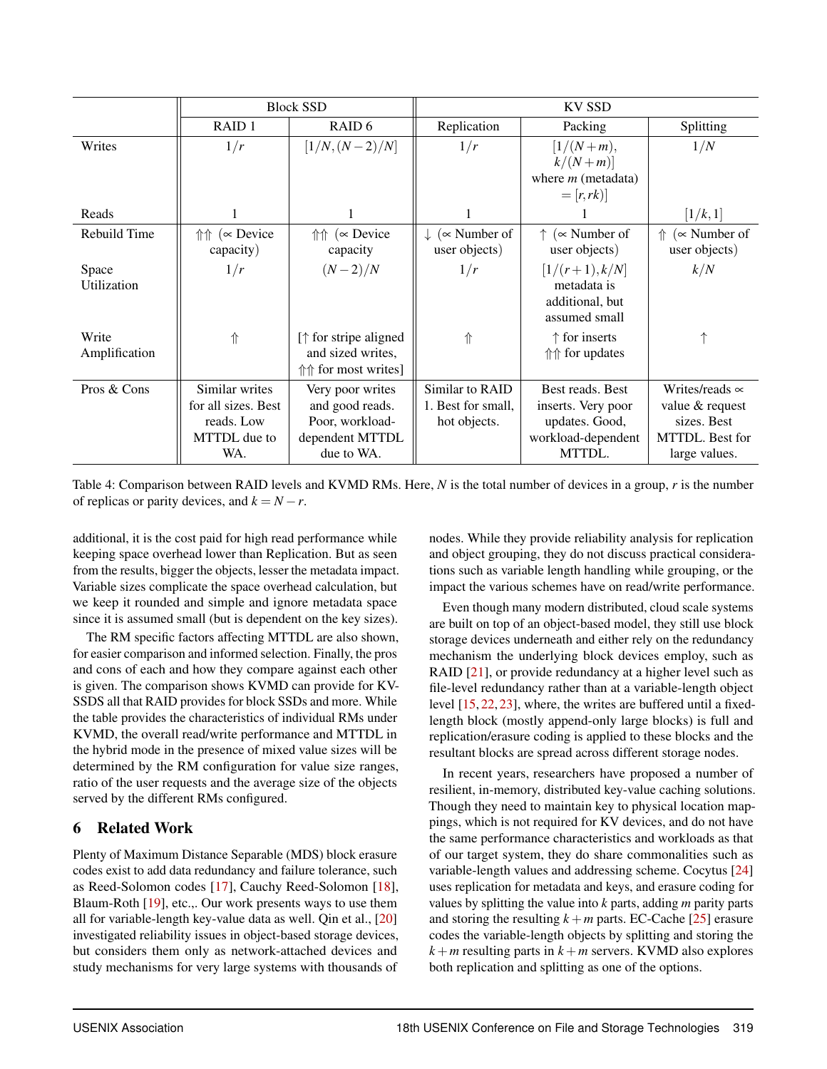| | Block SSD | | KV SSD | | |
|---|---|---|---|---|---|
| | RAID 1 | RAID 6 | Replication | Packing | Splitting |
| Writes | $1/r$ | $[1/N, (N-2)/N]$ | $1/r$ | $[1/(N+m), k/(N+m)]$ where $m$ (metadata) $= [r, rk)]$ | $1/N$ |
| Reads | 1 | 1 | 1 | 1 | $[1/k, 1]$ |
| Rebuild Time | ⇑⇑ ($\propto$ Device capacity) | ⇑⇑ ($\propto$ Device capacity | ↓ ($\propto$ Number of user objects) | ↑ ($\propto$ Number of user objects) | ⇑ ($\propto$ Number of user objects) |
| Space Utilization | $1/r$ | $(N-2)/N$ | $1/r$ | $[1/(r+1), k/N]$ metadata is additional, but assumed small | $k/N$ |
| Write Amplification | ⇑ | [↑ for stripe aligned and sized writes, ⇑⇑ for most writes] | ⇑ | ↑ for inserts ⇑⇑ for updates | ↑ |
| Pros & Cons | Similar writes for all sizes. Best reads. Low MTTDL due to WA. | Very poor writes and good reads. Poor, workload-dependent MTTDL due to WA. | Similar to RAID 1. Best for small, hot objects. | Best reads. Best inserts. Very poor updates. Good, workload-dependent MTTDL. | Writes/reads $\propto$ value & request sizes. Best MTTDL. Best for large values. |

Table 4: Comparison between RAID levels and KVMD RMs. Here, $N$ is the total number of devices in a group, $r$ is the number of replicas or parity devices, and $k = N - r$.

additional, it is the cost paid for high read performance while keeping space overhead lower than Replication. But as seen from the results, bigger the objects, lesser the metadata impact. Variable sizes complicate the space overhead calculation, but we keep it rounded and simple and ignore metadata space since it is assumed small (but is dependent on the key sizes).

The RM specific factors affecting MTTDL are also shown, for easier comparison and informed selection. Finally, the pros and cons of each and how they compare against each other is given. The comparison shows KVMD can provide for KV-SSDS all that RAID provides for block SSDs and more. While the table provides the characteristics of individual RMs under KVMD, the overall read/write performance and MTTDL in the hybrid mode in the presence of mixed value sizes will be determined by the RM configuration for value size ranges, ratio of the user requests and the average size of the objects served by the different RMs configured.

## 6 Related Work

Plenty of Maximum Distance Separable (MDS) block erasure codes exist to add data redundancy and failure tolerance, such as Reed-Solomon codes [17], Cauchy Reed-Solomon [18], Blaum-Roth [19], etc.,. Our work presents ways to use them all for variable-length key-value data as well. Qin et al., [20] investigated reliability issues in object-based storage devices, but considers them only as network-attached devices and study mechanisms for very large systems with thousands of nodes. While they provide reliability analysis for replication and object grouping, they do not discuss practical considerations such as variable length handling while grouping, or the impact the various schemes have on read/write performance.

Even though many modern distributed, cloud scale systems are built on top of an object-based model, they still use block storage devices underneath and either rely on the redundancy mechanism the underlying block devices employ, such as RAID [21], or provide redundancy at a higher level such as file-level redundancy rather than at a variable-length object level [15, 22, 23], where, the writes are buffered until a fixed-length block (mostly append-only large blocks) is full and replication/erasure coding is applied to these blocks and the resultant blocks are spread across different storage nodes.

In recent years, researchers have proposed a number of resilient, in-memory, distributed key-value caching solutions. Though they need to maintain key to physical location mappings, which is not required for KV devices, and do not have the same performance characteristics and workloads as that of our target system, they do share commonalities such as variable-length values and addressing scheme. Cocytus [24] uses replication for metadata and keys, and erasure coding for values by splitting the value into $k$ parts, adding $m$ parity parts and storing the resulting $k+m$ parts. EC-Cache [25] erasure codes the variable-length objects by splitting and storing the $k+m$ resulting parts in $k+m$ servers. KVMD also explores both replication and splitting as one of the options.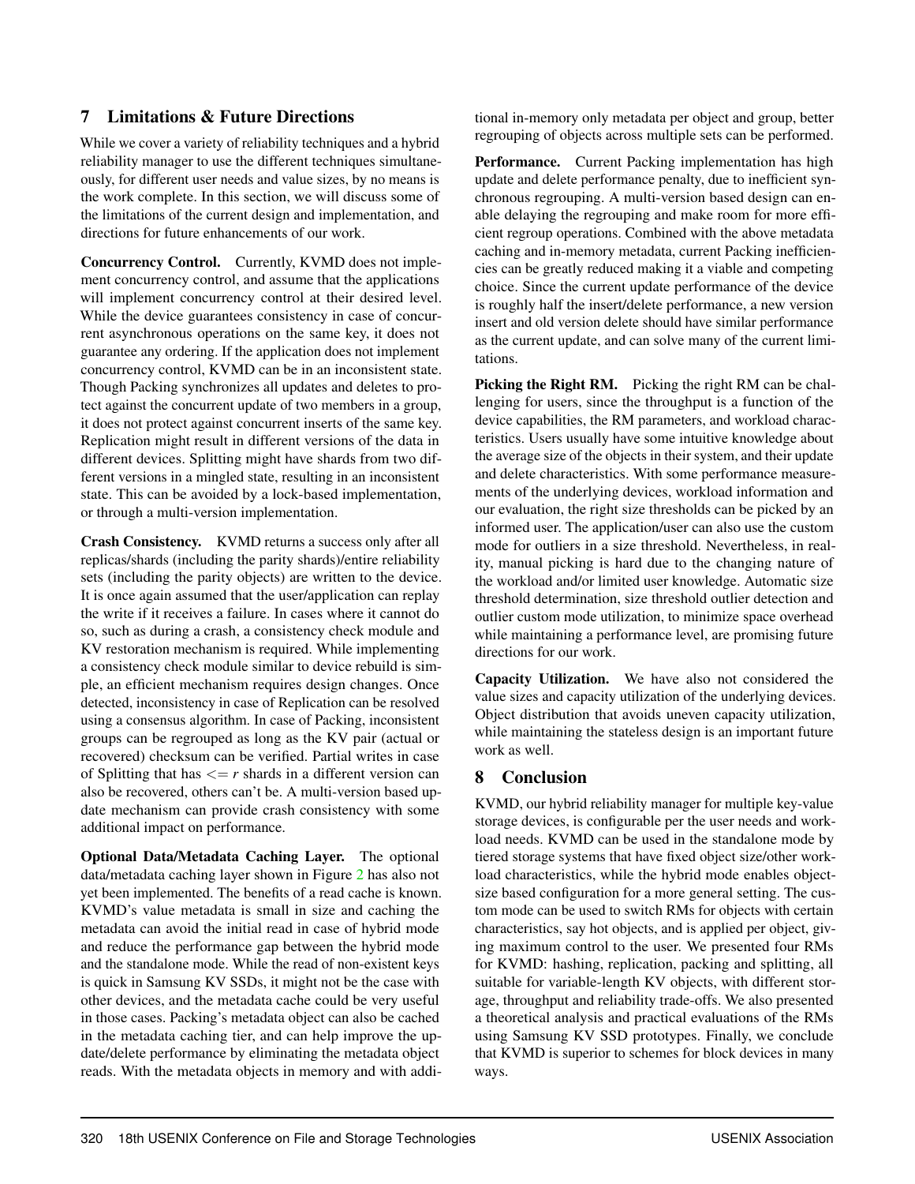## 7 Limitations & Future Directions

While we cover a variety of reliability techniques and a hybrid reliability manager to use the different techniques simultaneously, for different user needs and value sizes, by no means is the work complete. In this section, we will discuss some of the limitations of the current design and implementation, and directions for future enhancements of our work.

**Concurrency Control.** Currently, KVMD does not implement concurrency control, and assume that the applications will implement concurrency control at their desired level. While the device guarantees consistency in case of concurrent asynchronous operations on the same key, it does not guarantee any ordering. If the application does not implement concurrency control, KVMD can be in an inconsistent state. Though Packing synchronizes all updates and deletes to protect against the concurrent update of two members in a group, it does not protect against concurrent inserts of the same key. Replication might result in different versions of the data in different devices. Splitting might have shards from two different versions in a mingled state, resulting in an inconsistent state. This can be avoided by a lock-based implementation, or through a multi-version implementation.

**Crash Consistency.** KVMD returns a success only after all replicas/shards (including the parity shards)/entire reliability sets (including the parity objects) are written to the device. It is once again assumed that the user/application can replay the write if it receives a failure. In cases where it cannot do so, such as during a crash, a consistency check module and KV restoration mechanism is required. While implementing a consistency check module similar to device rebuild is simple, an efficient mechanism requires design changes. Once detected, inconsistency in case of Replication can be resolved using a consensus algorithm. In case of Packing, inconsistent groups can be regrouped as long as the KV pair (actual or recovered) checksum can be verified. Partial writes in case of Splitting that has $<= r$ shards in a different version can also be recovered, others can't be. A multi-version based update mechanism can provide crash consistency with some additional impact on performance.

**Optional Data/Metadata Caching Layer.** The optional data/metadata caching layer shown in Figure 2 has also not yet been implemented. The benefits of a read cache is known. KVMD's value metadata is small in size and caching the metadata can avoid the initial read in case of hybrid mode and reduce the performance gap between the hybrid mode and the standalone mode. While the read of non-existent keys is quick in Samsung KV SSDs, it might not be the case with other devices, and the metadata cache could be very useful in those cases. Packing's metadata object can also be cached in the metadata caching tier, and can help improve the update/delete performance by eliminating the metadata object reads. With the metadata objects in memory and with additional in-memory only metadata per object and group, better regrouping of objects across multiple sets can be performed.

**Performance.** Current Packing implementation has high update and delete performance penalty, due to inefficient synchronous regrouping. A multi-version based design can enable delaying the regrouping and make room for more efficient regroup operations. Combined with the above metadata caching and in-memory metadata, current Packing inefficiencies can be greatly reduced making it a viable and competing choice. Since the current update performance of the device is roughly half the insert/delete performance, a new version insert and old version delete should have similar performance as the current update, and can solve many of the current limitations.

**Picking the Right RM.** Picking the right RM can be challenging for users, since the throughput is a function of the device capabilities, the RM parameters, and workload characteristics. Users usually have some intuitive knowledge about the average size of the objects in their system, and their update and delete characteristics. With some performance measurements of the underlying devices, workload information and our evaluation, the right size thresholds can be picked by an informed user. The application/user can also use the custom mode for outliers in a size threshold. Nevertheless, in reality, manual picking is hard due to the changing nature of the workload and/or limited user knowledge. Automatic size threshold determination, size threshold outlier detection and outlier custom mode utilization, to minimize space overhead while maintaining a performance level, are promising future directions for our work.

**Capacity Utilization.** We have also not considered the value sizes and capacity utilization of the underlying devices. Object distribution that avoids uneven capacity utilization, while maintaining the stateless design is an important future work as well.

## 8 Conclusion

KVMD, our hybrid reliability manager for multiple key-value storage devices, is configurable per the user needs and workload needs. KVMD can be used in the standalone mode by tiered storage systems that have fixed object size/other workload characteristics, while the hybrid mode enables object-size based configuration for a more general setting. The custom mode can be used to switch RMs for objects with certain characteristics, say hot objects, and is applied per object, giving maximum control to the user. We presented four RMs for KVMD: hashing, replication, packing and splitting, all suitable for variable-length KV objects, with different storage, throughput and reliability trade-offs. We also presented a theoretical analysis and practical evaluations of the RMs using Samsung KV SSD prototypes. Finally, we conclude that KVMD is superior to schemes for block devices in many ways.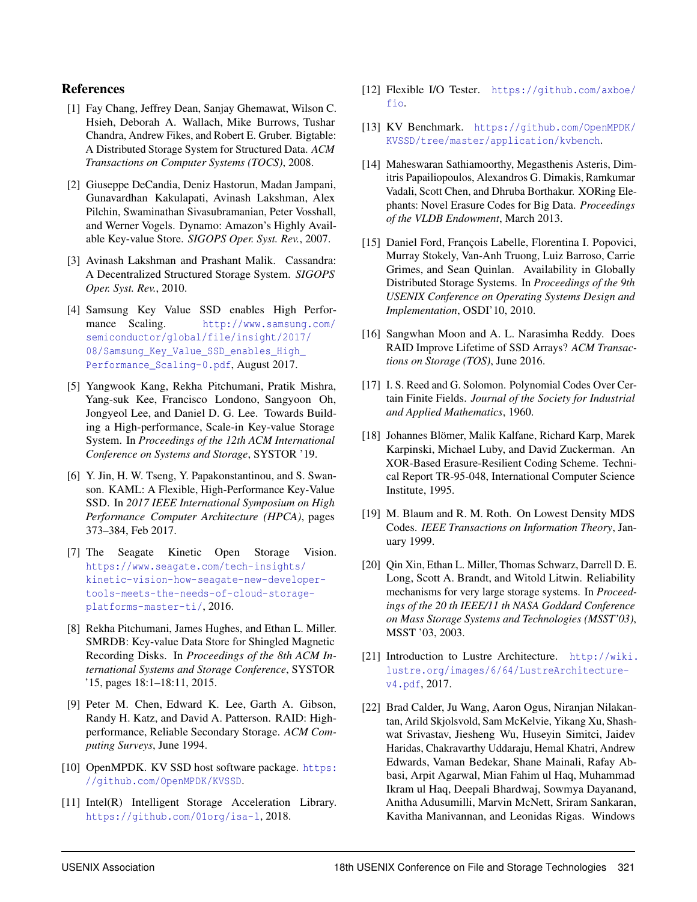## References

[1] Fay Chang, Jeffrey Dean, Sanjay Ghemawat, Wilson C. Hsieh, Deborah A. Wallach, Mike Burrows, Tushar Chandra, Andrew Fikes, and Robert E. Gruber. Bigtable: A Distributed Storage System for Structured Data. *ACM Transactions on Computer Systems (TOCS)*, 2008.

[2] Giuseppe DeCandia, Deniz Hastorun, Madan Jampani, Gunavardhan Kakulapati, Avinash Lakshman, Alex Pilchin, Swaminathan Sivasubramanian, Peter Vosshall, and Werner Vogels. Dynamo: Amazon's Highly Available Key-value Store. *SIGOPS Oper. Syst. Rev.*, 2007.

[3] Avinash Lakshman and Prashant Malik. Cassandra: A Decentralized Structured Storage System. *SIGOPS Oper. Syst. Rev.*, 2010.

[4] Samsung Key Value SSD enables High Performance Scaling. http://www.samsung.com/semiconductor/global/file/insight/2017/08/Samsung_Key_Value_SSD_enables_High_Performance_Scaling-0.pdf, August 2017.

[5] Yangwook Kang, Rekha Pitchumani, Pratik Mishra, Yang-suk Kee, Francisco Londono, Sangyoon Oh, Jongyeol Lee, and Daniel D. G. Lee. Towards Building a High-performance, Scale-in Key-value Storage System. In *Proceedings of the 12th ACM International Conference on Systems and Storage*, SYSTOR '19.

[6] Y. Jin, H. W. Tseng, Y. Papakonstantinou, and S. Swanson. KAML: A Flexible, High-Performance Key-Value SSD. In *2017 IEEE International Symposium on High Performance Computer Architecture (HPCA)*, pages 373–384, Feb 2017.

[7] The Seagate Kinetic Open Storage Vision. https://www.seagate.com/tech-insights/kinetic-vision-how-seagate-new-developer-tools-meets-the-needs-of-cloud-storage-platforms-master-ti/, 2016.

[8] Rekha Pitchumani, James Hughes, and Ethan L. Miller. SMRDB: Key-value Data Store for Shingled Magnetic Recording Disks. In *Proceedings of the 8th ACM International Systems and Storage Conference*, SYSTOR '15, pages 18:1–18:11, 2015.

[9] Peter M. Chen, Edward K. Lee, Garth A. Gibson, Randy H. Katz, and David A. Patterson. RAID: High-performance, Reliable Secondary Storage. *ACM Computing Surveys*, June 1994.

[10] OpenMPDK. KV SSD host software package. https://github.com/OpenMPDK/KVSSD.

[11] Intel(R) Intelligent Storage Acceleration Library. https://github.com/01org/isa-l, 2018.

[12] Flexible I/O Tester. https://github.com/axboe/fio.

[13] KV Benchmark. https://github.com/OpenMPDK/KVSSD/tree/master/application/kvbench.

[14] Maheswaran Sathiamoorthy, Megasthenis Asteris, Dimitris Papailiopoulos, Alexandros G. Dimakis, Ramkumar Vadali, Scott Chen, and Dhruba Borthakur. XORing Elephants: Novel Erasure Codes for Big Data. *Proceedings of the VLDB Endowment*, March 2013.

[15] Daniel Ford, François Labelle, Florentina I. Popovici, Murray Stokely, Van-Anh Truong, Luiz Barroso, Carrie Grimes, and Sean Quinlan. Availability in Globally Distributed Storage Systems. In *Proceedings of the 9th USENIX Conference on Operating Systems Design and Implementation*, OSDI'10, 2010.

[16] Sangwhan Moon and A. L. Narasimha Reddy. Does RAID Improve Lifetime of SSD Arrays? *ACM Transactions on Storage (TOS)*, June 2016.

[17] I. S. Reed and G. Solomon. Polynomial Codes Over Certain Finite Fields. *Journal of the Society for Industrial and Applied Mathematics*, 1960.

[18] Johannes Blömer, Malik Kalfane, Richard Karp, Marek Karpinski, Michael Luby, and David Zuckerman. An XOR-Based Erasure-Resilient Coding Scheme. Technical Report TR-95-048, International Computer Science Institute, 1995.

[19] M. Blaum and R. M. Roth. On Lowest Density MDS Codes. *IEEE Transactions on Information Theory*, January 1999.

[20] Qin Xin, Ethan L. Miller, Thomas Schwarz, Darrell D. E. Long, Scott A. Brandt, and Witold Litwin. Reliability mechanisms for very large storage systems. In *Proceedings of the 20 th IEEE/11 th NASA Goddard Conference on Mass Storage Systems and Technologies (MSST'03)*, MSST '03, 2003.

[21] Introduction to Lustre Architecture. http://wiki.lustre.org/images/6/64/LustreArchitecture-v4.pdf, 2017.

[22] Brad Calder, Ju Wang, Aaron Ogus, Niranjan Nilakantan, Arild Skjolsvold, Sam McKelvie, Yikang Xu, Shashwat Srivastav, Jiesheng Wu, Huseyin Simitci, Jaidev Haridas, Chakravarthy Uddaraju, Hemal Khatri, Andrew Edwards, Vaman Bedekar, Shane Mainali, Rafay Abbasi, Arpit Agarwal, Mian Fahim ul Haq, Muhammad Ikram ul Haq, Deepali Bhardwaj, Sowmya Dayanand, Anitha Adusumilli, Marvin McNett, Sriram Sankaran, Kavitha Manivannan, and Leonidas Rigas. Windows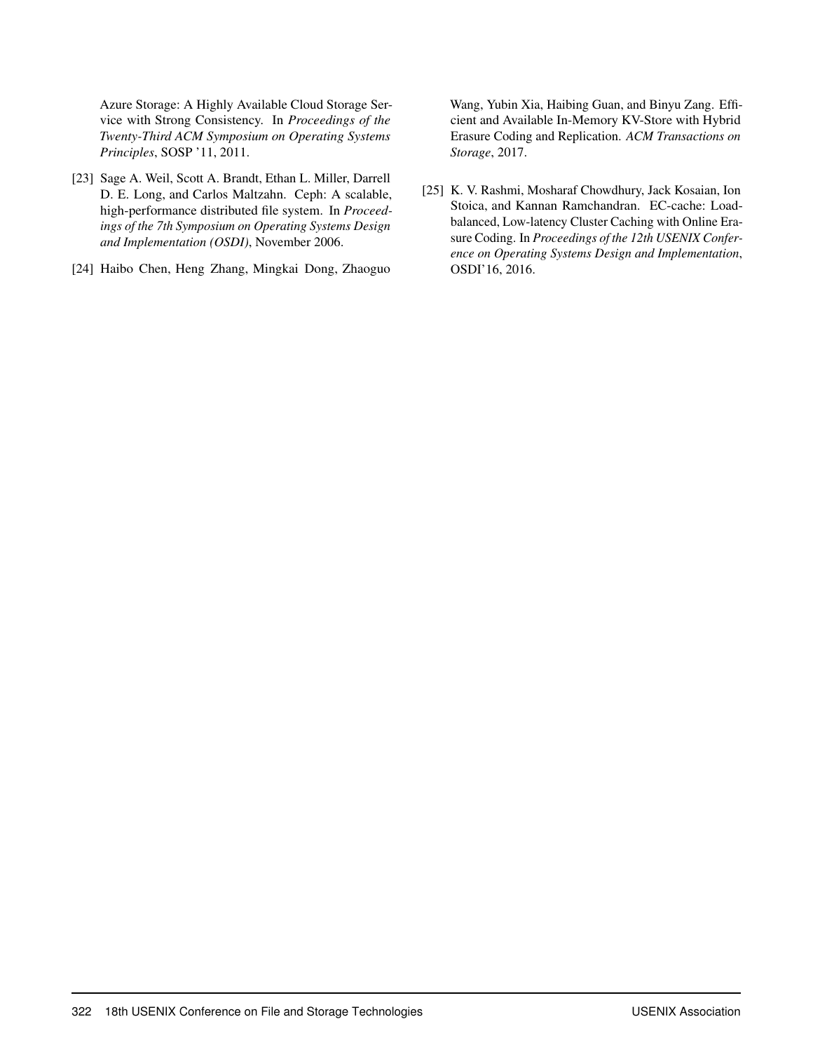Azure Storage: A Highly Available Cloud Storage Service with Strong Consistency. In *Proceedings of the Twenty-Third ACM Symposium on Operating Systems Principles*, SOSP '11, 2011.

[23] Sage A. Weil, Scott A. Brandt, Ethan L. Miller, Darrell D. E. Long, and Carlos Maltzahn. Ceph: A scalable, high-performance distributed file system. In *Proceedings of the 7th Symposium on Operating Systems Design and Implementation (OSDI)*, November 2006.

[24] Haibo Chen, Heng Zhang, Mingkai Dong, Zhaoguo Wang, Yubin Xia, Haibing Guan, and Binyu Zang. Efficient and Available In-Memory KV-Store with Hybrid Erasure Coding and Replication. *ACM Transactions on Storage*, 2017.

[25] K. V. Rashmi, Mosharaf Chowdhury, Jack Kosaian, Ion Stoica, and Kannan Ramchandran. EC-cache: Load-balanced, Low-latency Cluster Caching with Online Erasure Coding. In *Proceedings of the 12th USENIX Conference on Operating Systems Design and Implementation*, OSDI'16, 2016.